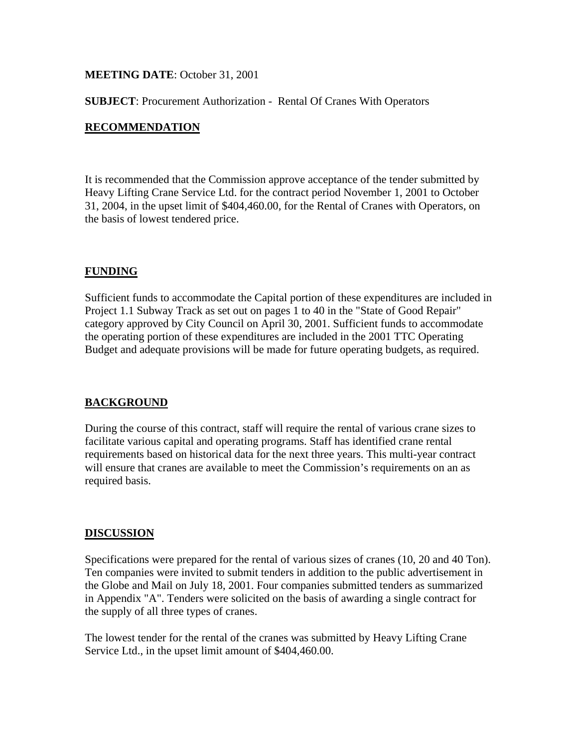**MEETING DATE**: October 31, 2001

**SUBJECT**: Procurement Authorization - Rental Of Cranes With Operators

## RECOMMENDATION

It is recommended that the Commission approve acceptance of the tender submitted by Heavy Lifting Crane Service Ltd. for the contract period November 1, 2001 to October 31, 2004, in the upset limit of $404,460.00, for the Rental of Cranes with Operators, on the basis of lowest tendered price.

## FUNDING

Sufficient funds to accommodate the Capital portion of these expenditures are included in Project 1.1 Subway Track as set out on pages 1 to 40 in the "State of Good Repair" category approved by City Council on April 30, 2001. Sufficient funds to accommodate the operating portion of these expenditures are included in the 2001 TTC Operating Budget and adequate provisions will be made for future operating budgets, as required.

## BACKGROUND

During the course of this contract, staff will require the rental of various crane sizes to facilitate various capital and operating programs. Staff has identified crane rental requirements based on historical data for the next three years. This multi-year contract will ensure that cranes are available to meet the Commission's requirements on an as required basis.

## DISCUSSION

Specifications were prepared for the rental of various sizes of cranes (10, 20 and 40 Ton). Ten companies were invited to submit tenders in addition to the public advertisement in the Globe and Mail on July 18, 2001. Four companies submitted tenders as summarized in Appendix "A". Tenders were solicited on the basis of awarding a single contract for the supply of all three types of cranes.

The lowest tender for the rental of the cranes was submitted by Heavy Lifting Crane Service Ltd., in the upset limit amount of $404,460.00.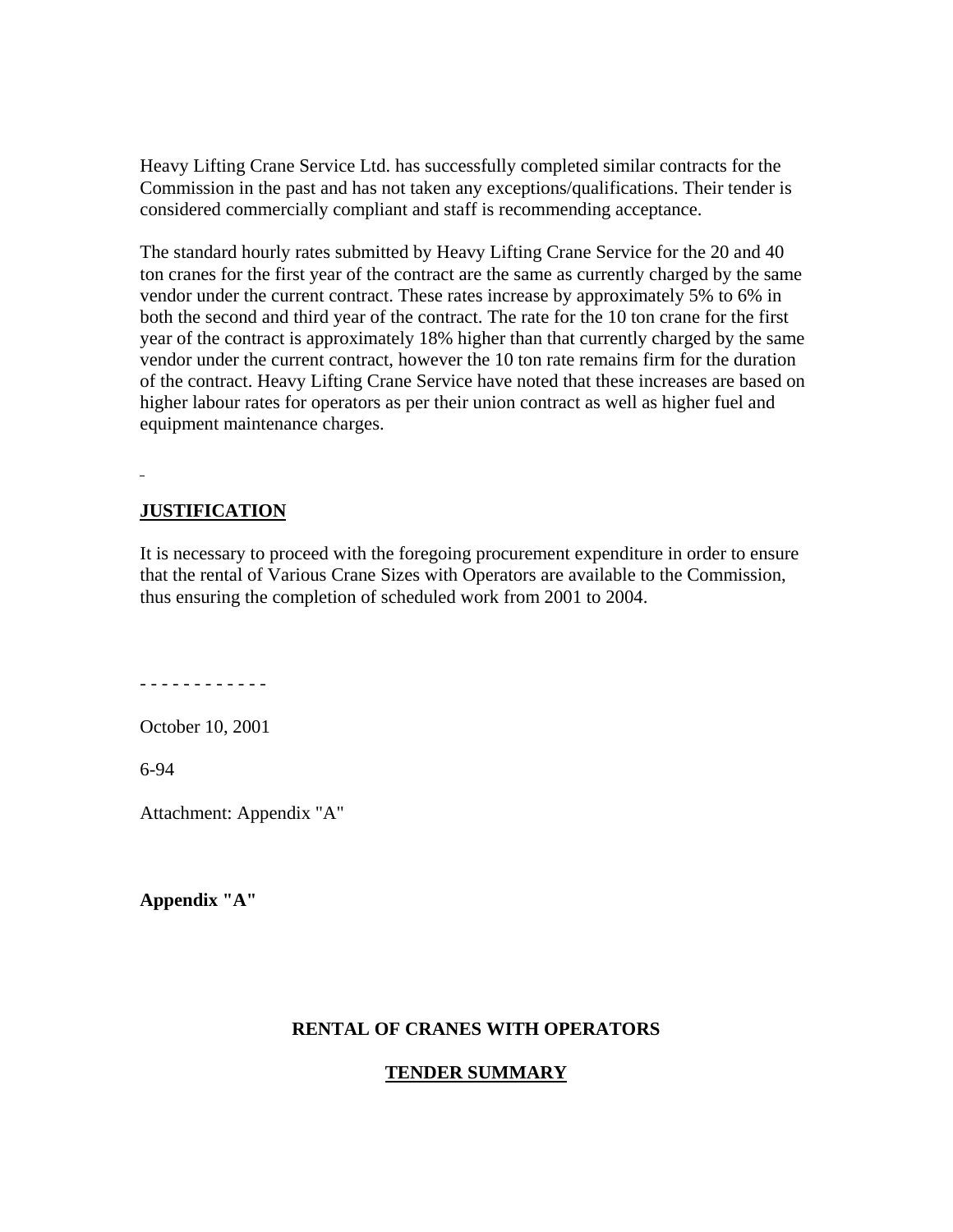Heavy Lifting Crane Service Ltd. has successfully completed similar contracts for the Commission in the past and has not taken any exceptions/qualifications. Their tender is considered commercially compliant and staff is recommending acceptance.

The standard hourly rates submitted by Heavy Lifting Crane Service for the 20 and 40 ton cranes for the first year of the contract are the same as currently charged by the same vendor under the current contract. These rates increase by approximately 5% to 6% in both the second and third year of the contract. The rate for the 10 ton crane for the first year of the contract is approximately 18% higher than that currently charged by the same vendor under the current contract, however the 10 ton rate remains firm for the duration of the contract. Heavy Lifting Crane Service have noted that these increases are based on higher labour rates for operators as per their union contract as well as higher fuel and equipment maintenance charges.

## JUSTIFICATION

It is necessary to proceed with the foregoing procurement expenditure in order to ensure that the rental of Various Crane Sizes with Operators are available to the Commission, thus ensuring the completion of scheduled work from 2001 to 2004.

- - - - - - - - - - - -

October 10, 2001

6-94

Attachment: Appendix "A"

**Appendix "A"**

**RENTAL OF CRANES WITH OPERATORS**

**TENDER SUMMARY**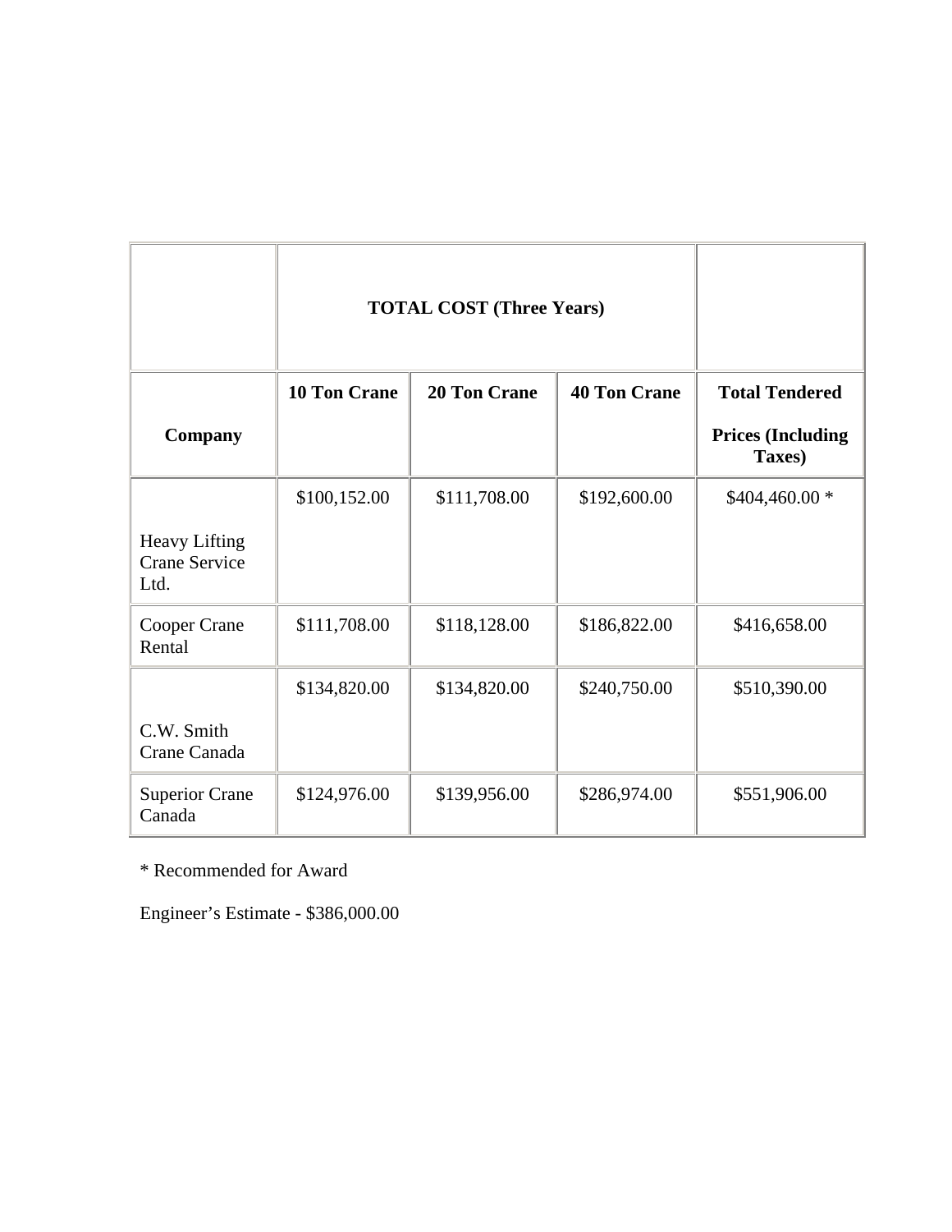| | TOTAL COST (Three Years) | | | |
|---|---|---|---|---|
| **Company** | **10 Ton Crane** | **20 Ton Crane** | **40 Ton Crane** | **Total Tendered Prices (Including Taxes)** |
| Heavy Lifting Crane Service Ltd. | $100,152.00 | $111,708.00 | $192,600.00 | $404,460.00 * |
| Cooper Crane Rental | $111,708.00 | $118,128.00 | $186,822.00 | $416,658.00 |
| C.W. Smith Crane Canada | $134,820.00 | $134,820.00 | $240,750.00 | $510,390.00 |
| Superior Crane Canada | $124,976.00 | $139,956.00 | $286,974.00 | $551,906.00 |

* Recommended for Award

Engineer's Estimate - $386,000.00